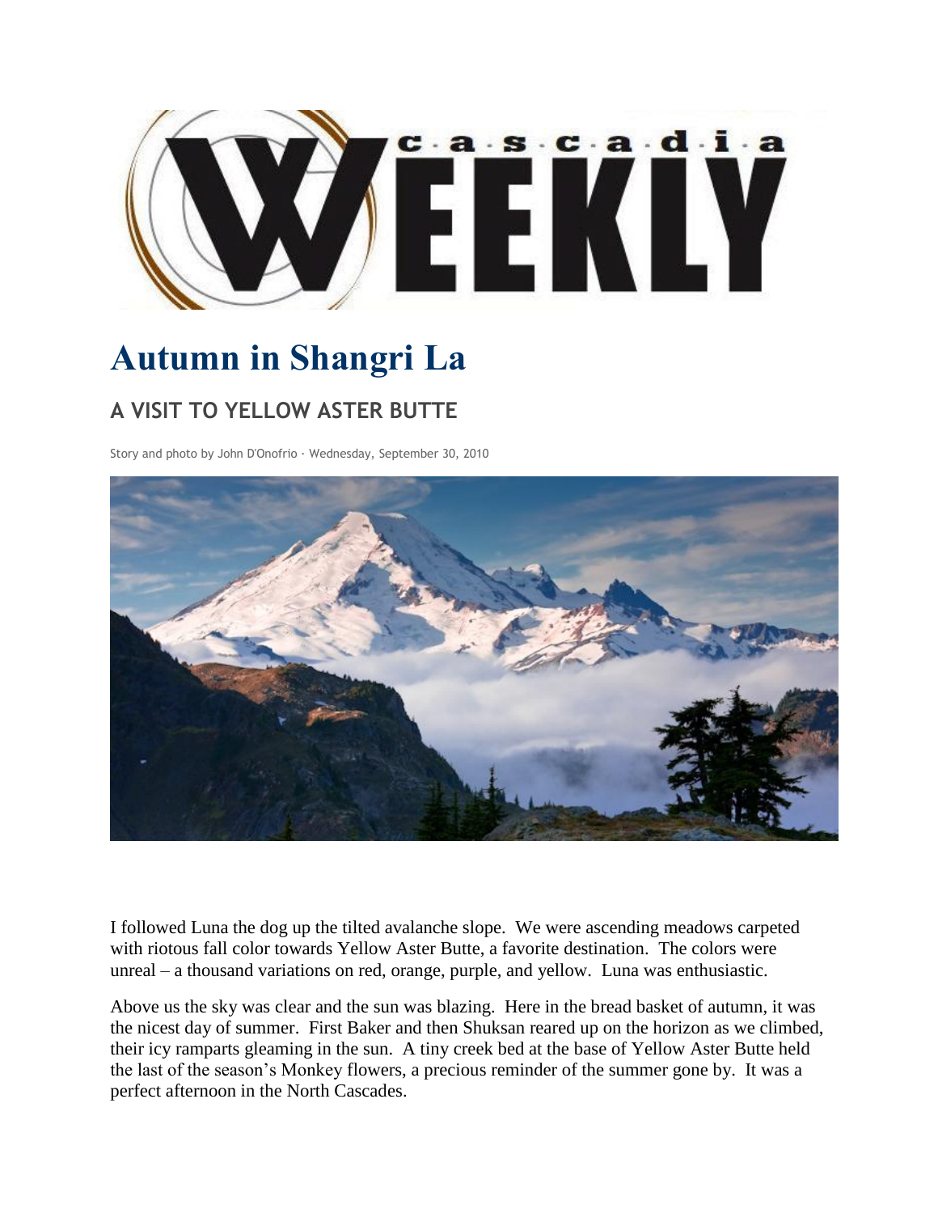# Autumn in Shangri La

## A VISIT TO YELLOW ASTER BUTTE

Story and photo by John D'Onofrio · Wednesday, September 30, 2010

I followed Luna the dog up the tilted avalanche slope. We were ascending meadows carpeted with riotous fall color towards Yellow Aster Butte, a favorite destination. The colors were unreal – a thousand variations on red, orange, purple, and yellow. Luna was enthusiastic.

Above us the sky was clear and the sun was blazing. Here in the bread basket of autumn, it was the nicest day of summer. First Baker and then Shuksan reared up on the horizon as we climbed, their icy ramparts gleaming in the sun. A tiny creek bed at the base of Yellow Aster Butte held the last of the season's Monkey flowers, a precious reminder of the summer gone by. It was a perfect afternoon in the North Cascades.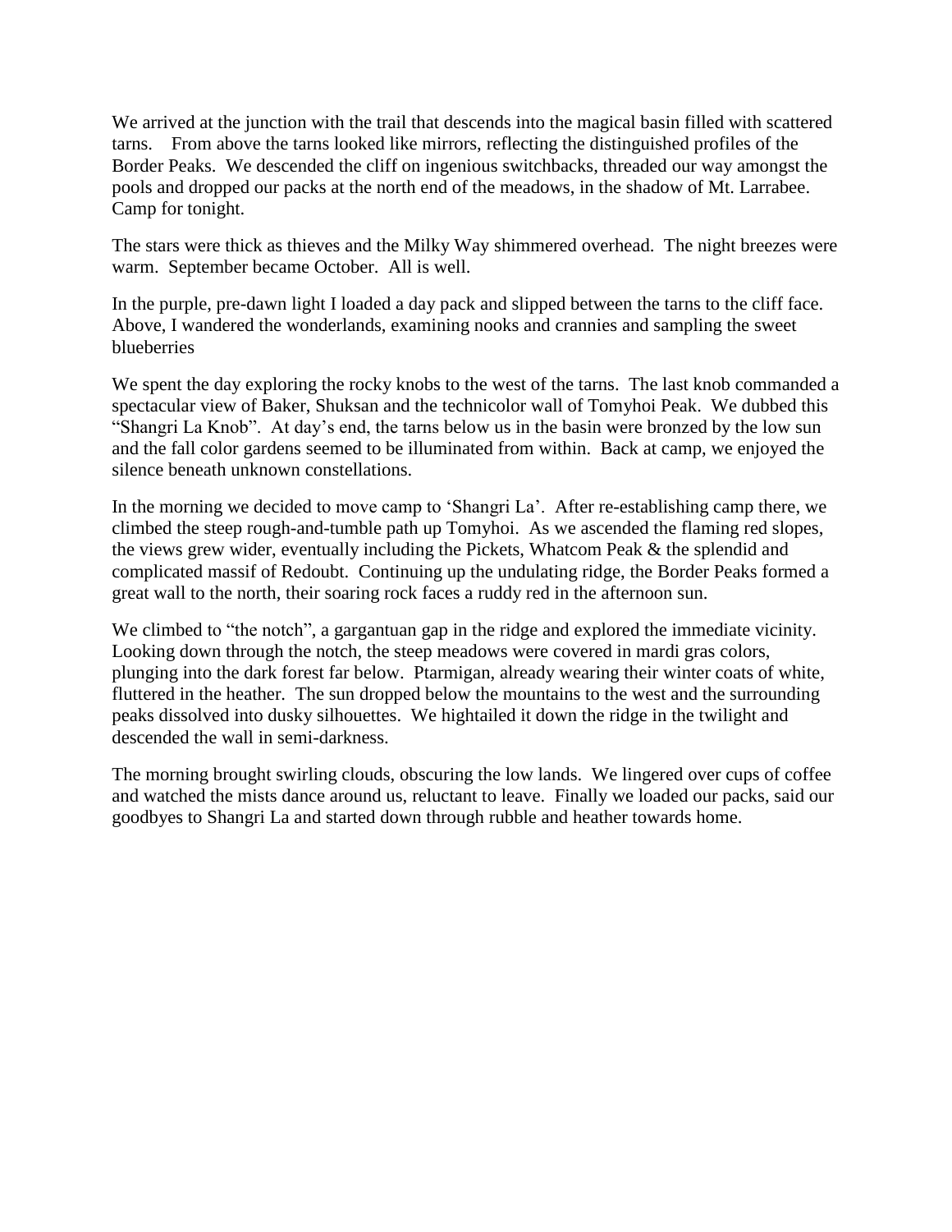We arrived at the junction with the trail that descends into the magical basin filled with scattered tarns. From above the tarns looked like mirrors, reflecting the distinguished profiles of the Border Peaks. We descended the cliff on ingenious switchbacks, threaded our way amongst the pools and dropped our packs at the north end of the meadows, in the shadow of Mt. Larrabee. Camp for tonight.

The stars were thick as thieves and the Milky Way shimmered overhead. The night breezes were warm. September became October. All is well.

In the purple, pre-dawn light I loaded a day pack and slipped between the tarns to the cliff face. Above, I wandered the wonderlands, examining nooks and crannies and sampling the sweet blueberries

We spent the day exploring the rocky knobs to the west of the tarns. The last knob commanded a spectacular view of Baker, Shuksan and the technicolor wall of Tomyhoi Peak. We dubbed this "Shangri La Knob". At day's end, the tarns below us in the basin were bronzed by the low sun and the fall color gardens seemed to be illuminated from within. Back at camp, we enjoyed the silence beneath unknown constellations.

In the morning we decided to move camp to 'Shangri La'. After re-establishing camp there, we climbed the steep rough-and-tumble path up Tomyhoi. As we ascended the flaming red slopes, the views grew wider, eventually including the Pickets, Whatcom Peak & the splendid and complicated massif of Redoubt. Continuing up the undulating ridge, the Border Peaks formed a great wall to the north, their soaring rock faces a ruddy red in the afternoon sun.

We climbed to "the notch", a gargantuan gap in the ridge and explored the immediate vicinity. Looking down through the notch, the steep meadows were covered in mardi gras colors, plunging into the dark forest far below. Ptarmigan, already wearing their winter coats of white, fluttered in the heather. The sun dropped below the mountains to the west and the surrounding peaks dissolved into dusky silhouettes. We hightailed it down the ridge in the twilight and descended the wall in semi-darkness.

The morning brought swirling clouds, obscuring the low lands. We lingered over cups of coffee and watched the mists dance around us, reluctant to leave. Finally we loaded our packs, said our goodbyes to Shangri La and started down through rubble and heather towards home.